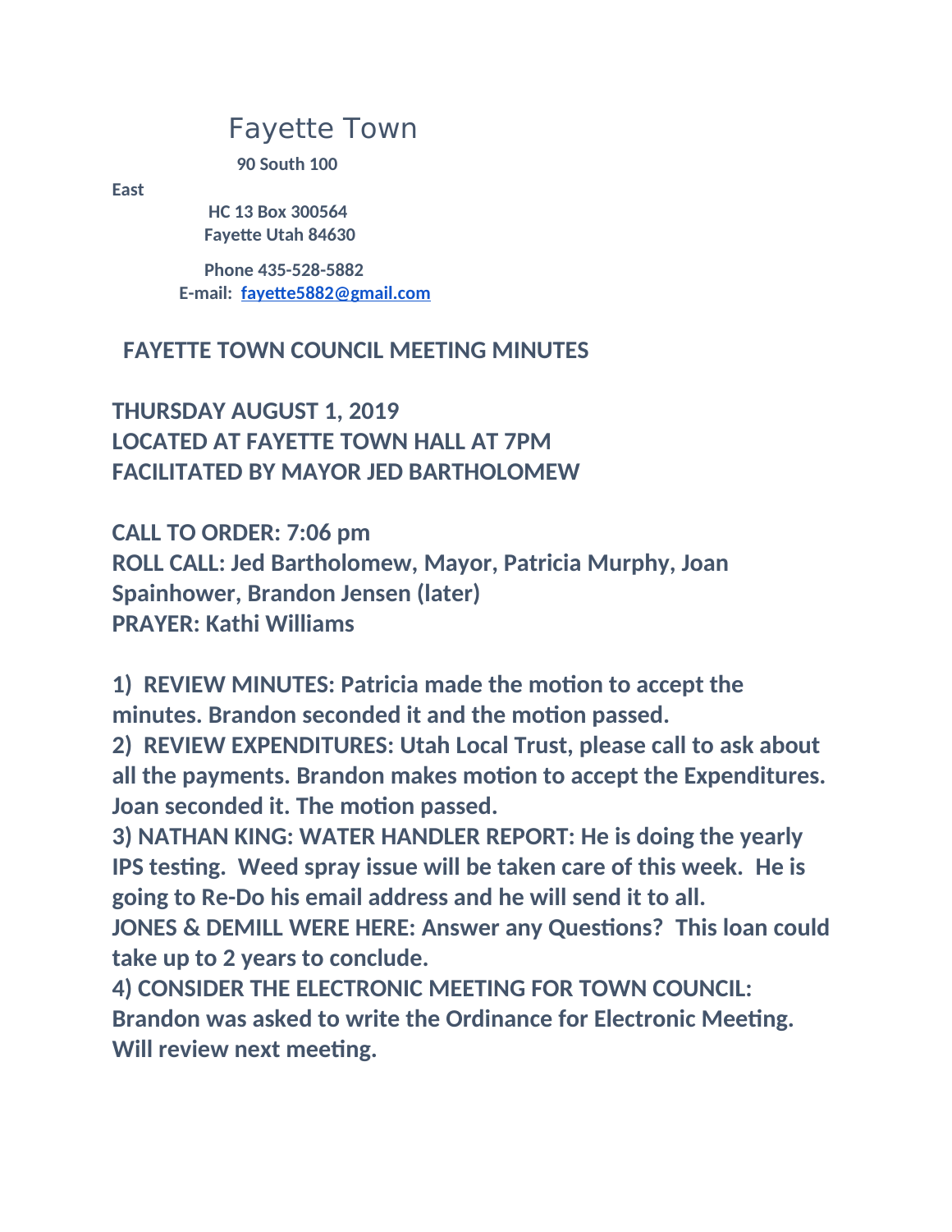# Fayette Town

**90 South 100 East**
**HC 13 Box 300564**
**Fayette Utah 84630**

**Phone 435-528-5882**
**E-mail: fayette5882@gmail.com**

## FAYETTE TOWN COUNCIL MEETING MINUTES

**THURSDAY AUGUST 1, 2019**
**LOCATED AT FAYETTE TOWN HALL AT 7PM**
**FACILITATED BY MAYOR JED BARTHOLOMEW**

**CALL TO ORDER: 7:06 pm**
**ROLL CALL: Jed Bartholomew, Mayor, Patricia Murphy, Joan Spainhower, Brandon Jensen (later)**
**PRAYER: Kathi Williams**

**1) REVIEW MINUTES: Patricia made the motion to accept the minutes. Brandon seconded it and the motion passed.**
**2) REVIEW EXPENDITURES: Utah Local Trust, please call to ask about all the payments. Brandon makes motion to accept the Expenditures. Joan seconded it. The motion passed.**
**3) NATHAN KING: WATER HANDLER REPORT: He is doing the yearly IPS testing. Weed spray issue will be taken care of this week. He is going to Re-Do his email address and he will send it to all.**
**JONES & DEMILL WERE HERE: Answer any Questions? This loan could take up to 2 years to conclude.**
**4) CONSIDER THE ELECTRONIC MEETING FOR TOWN COUNCIL: Brandon was asked to write the Ordinance for Electronic Meeting. Will review next meeting.**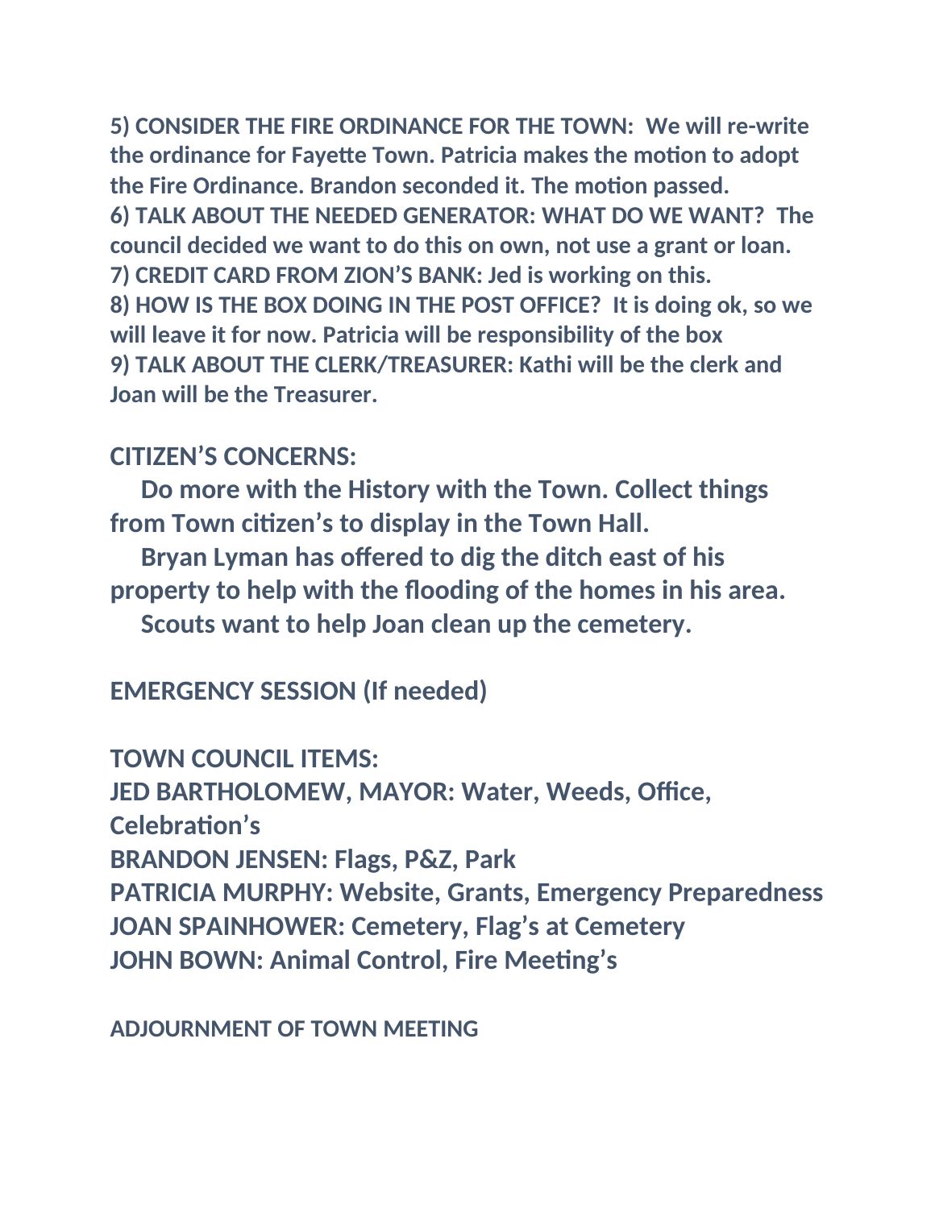**5) CONSIDER THE FIRE ORDINANCE FOR THE TOWN: We will re-write the ordinance for Fayette Town. Patricia makes the motion to adopt the Fire Ordinance. Brandon seconded it. The motion passed.**
**6) TALK ABOUT THE NEEDED GENERATOR: WHAT DO WE WANT? The council decided we want to do this on own, not use a grant or loan.**
**7) CREDIT CARD FROM ZION'S BANK: Jed is working on this.**
**8) HOW IS THE BOX DOING IN THE POST OFFICE? It is doing ok, so we will leave it for now. Patricia will be responsibility of the box**
**9) TALK ABOUT THE CLERK/TREASURER: Kathi will be the clerk and Joan will be the Treasurer.**

## CITIZEN'S CONCERNS:

**Do more with the History with the Town. Collect things from Town citizen's to display in the Town Hall.**

**Bryan Lyman has offered to dig the ditch east of his property to help with the flooding of the homes in his area.**

**Scouts want to help Joan clean up the cemetery.**

## EMERGENCY SESSION (If needed)

## TOWN COUNCIL ITEMS:

**JED BARTHOLOMEW, MAYOR: Water, Weeds, Office, Celebration's**
**BRANDON JENSEN: Flags, P&Z, Park**
**PATRICIA MURPHY: Website, Grants, Emergency Preparedness**
**JOAN SPAINHOWER: Cemetery, Flag's at Cemetery**
**JOHN BOWN: Animal Control, Fire Meeting's**

**ADJOURNMENT OF TOWN MEETING**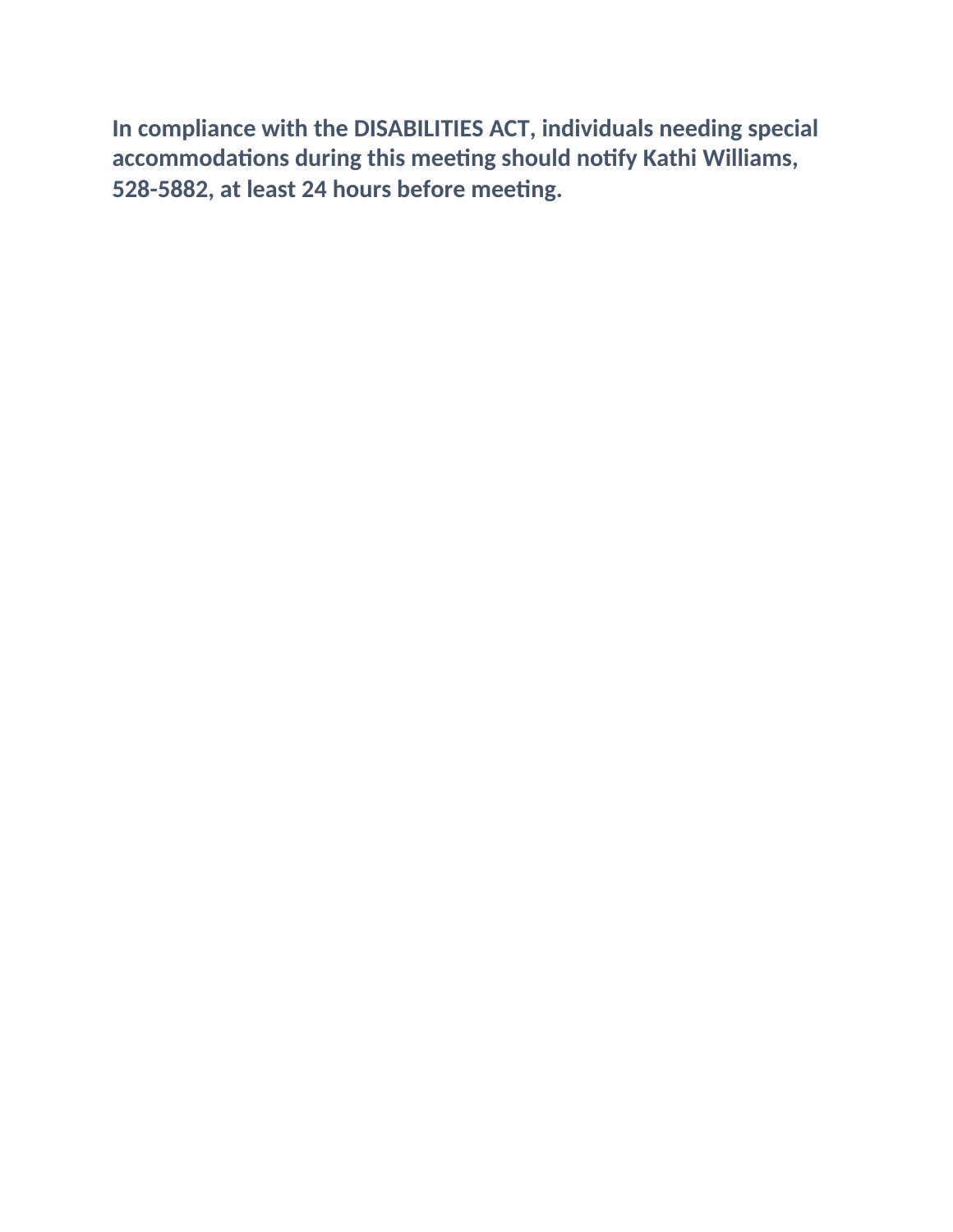**In compliance with the DISABILITIES ACT, individuals needing special accommodations during this meeting should notify Kathi Williams, 528-5882, at least 24 hours before meeting.**